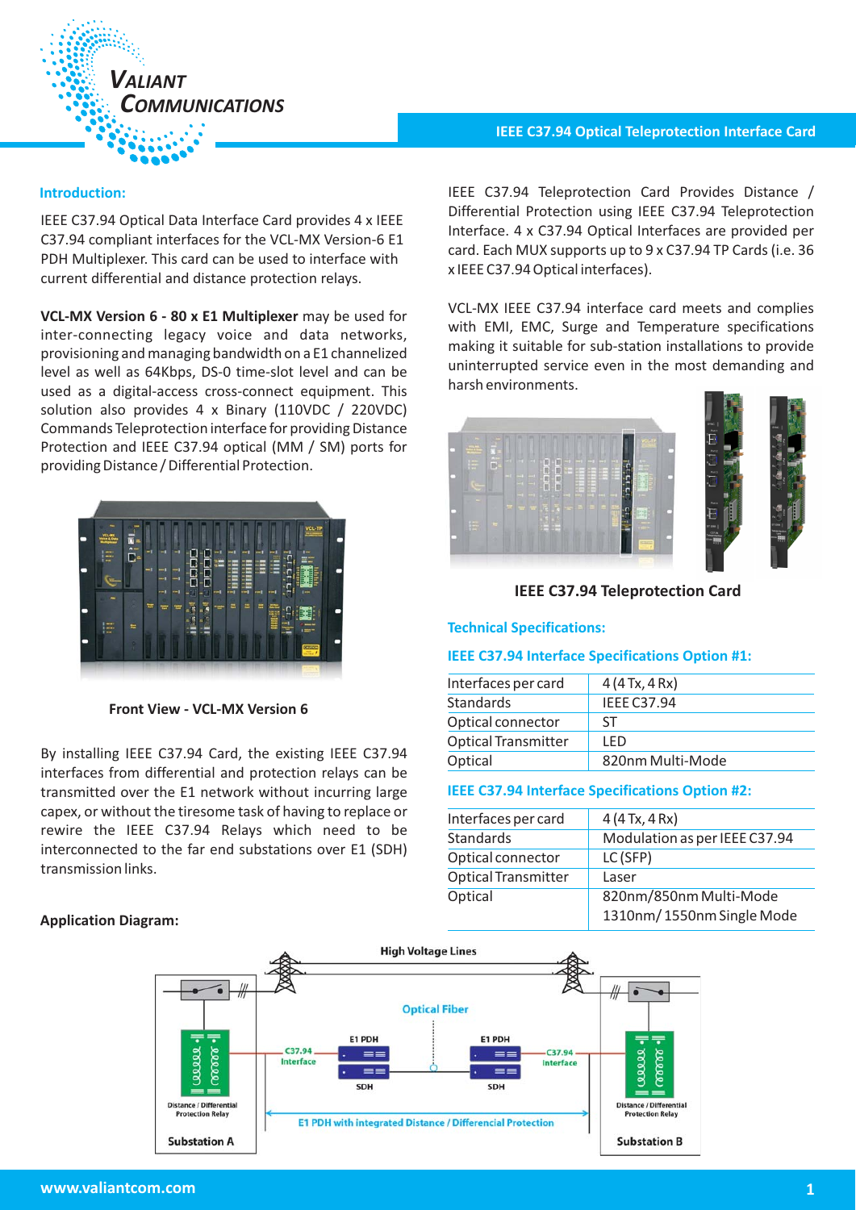# IEEE C37.94 Optical Teleprotection Interface Card

### Introduction:

IEEE C37.94 Optical Data Interface Card provides 4 x IEEE C37.94 compliant interfaces for the VCL-MX Version-6 E1 PDH Multiplexer. This card can be used to interface with current differential and distance protection relays.

**VCL-MX Version 6 - 80 x E1 Multiplexer** may be used for inter-connecting legacy voice and data networks, provisioning and managing bandwidth on a E1 channelized level as well as 64Kbps, DS-0 time-slot level and can be used as a digital-access cross-connect equipment. This solution also provides 4 x Binary (110VDC / 220VDC) Commands Teleprotection interface for providing Distance Protection and IEEE C37.94 optical (MM / SM) ports for providing Distance / Differential Protection.

**Front View - VCL-MX Version 6**

By installing IEEE C37.94 Card, the existing IEEE C37.94 interfaces from differential and protection relays can be transmitted over the E1 network without incurring large capex, or without the tiresome task of having to replace or rewire the IEEE C37.94 Relays which need to be interconnected to the far end substations over E1 (SDH) transmission links.

IEEE C37.94 Teleprotection Card Provides Distance / Differential Protection using IEEE C37.94 Teleprotection Interface. 4 x C37.94 Optical Interfaces are provided per card. Each MUX supports up to 9 x C37.94 TP Cards (i.e. 36 x IEEE C37.94 Optical interfaces).

VCL-MX IEEE C37.94 interface card meets and complies with EMI, EMC, Surge and Temperature specifications making it suitable for sub-station installations to provide uninterrupted service even in the most demanding and harsh environments.

**IEEE C37.94 Teleprotection Card**

### Technical Specifications:

#### IEEE C37.94 Interface Specifications Option #1:

| | |
|---|---|
| Interfaces per card | 4 (4 Tx, 4 Rx) |
| Standards | IEEE C37.94 |
| Optical connector | ST |
| Optical Transmitter | LED |
| Optical | 820nm Multi-Mode |

#### IEEE C37.94 Interface Specifications Option #2:

| | |
|---|---|
| Interfaces per card | 4 (4 Tx, 4 Rx) |
| Standards | Modulation as per IEEE C37.94 |
| Optical connector | LC (SFP) |
| Optical Transmitter | Laser |
| Optical | 820nm/850nm Multi-Mode<br>1310nm/ 1550nm Single Mode |

### Application Diagram:

High Voltage Lines

Optical Fiber

E1 PDH — E1 PDH

C37.94 Interface — C37.94 Interface

SDH — SDH

Distance / Differential Protection Relay — Distance / Differential Protection Relay

E1 PDH with integrated Distance / Differencial Protection

Substation A — Substation B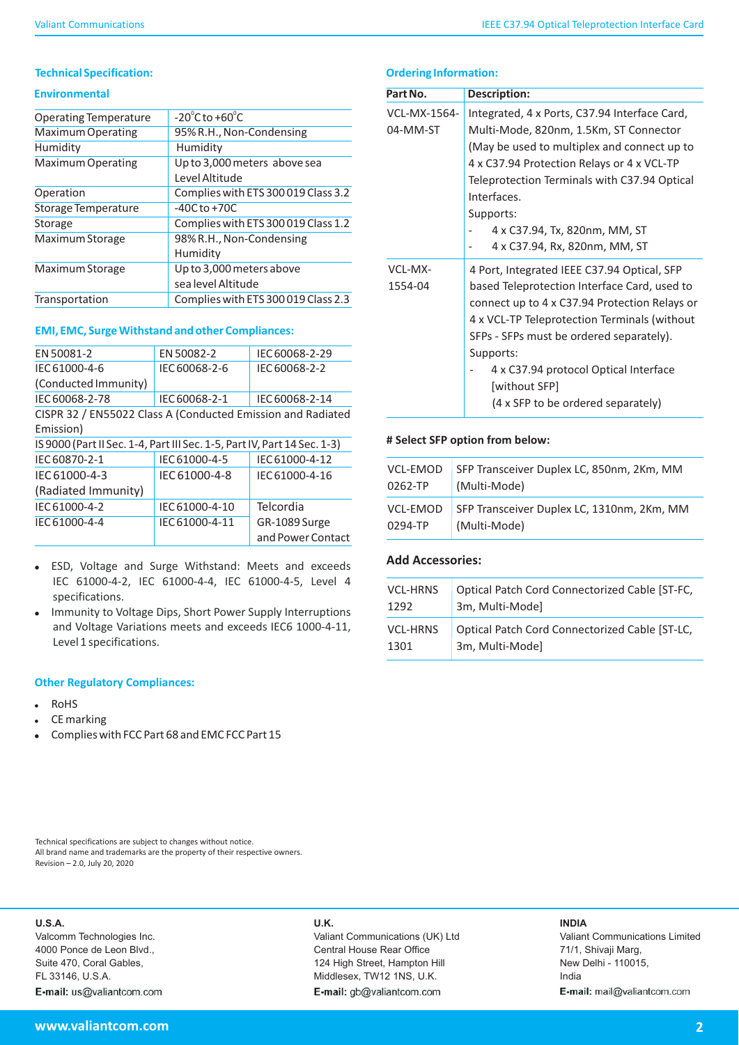## Technical Specification:

### Environmental

| | |
|---|---|
| Operating Temperature | $-20^{\circ}$C to $+60^{\circ}$C |
| Maximum Operating Humidity | 95% R.H., Non-Condensing Humidity |
| Maximum Operating | Up to 3,000 meters above sea Level Altitude |
| Operation | Complies with ETS 300 019 Class 3.2 |
| Storage Temperature | -40C to +70C |
| Storage | Complies with ETS 300 019 Class 1.2 |
| Maximum Storage | 98% R.H., Non-Condensing Humidity |
| Maximum Storage | Up to 3,000 meters above sea level Altitude |
| Transportation | Complies with ETS 300 019 Class 2.3 |

### EMI, EMC, Surge Withstand and other Compliances:

| | | |
|---|---|---|
| EN 50081-2 | EN 50082-2 | IEC 60068-2-29 |
| IEC 61000-4-6 (Conducted Immunity) | IEC 60068-2-6 | IEC 60068-2-2 |
| IEC 60068-2-78 | IEC 60068-2-1 | IEC 60068-2-14 |
| CISPR 32 / EN55022 Class A (Conducted Emission and Radiated Emission) | | |
| IS 9000 (Part II Sec. 1-4, Part III Sec. 1-5, Part IV, Part 14 Sec. 1-3) | | |
| IEC 60870-2-1 | IEC 61000-4-5 | IEC 61000-4-12 |
| IEC 61000-4-3 (Radiated Immunity) | IEC 61000-4-8 | IEC 61000-4-16 |
| IEC 61000-4-2 | IEC 61000-4-10 | Telcordia |
| IEC 61000-4-4 | IEC 61000-4-11 | GR-1089 Surge and Power Contact |

- ESD, Voltage and Surge Withstand: Meets and exceeds IEC 61000-4-2, IEC 61000-4-4, IEC 61000-4-5, Level 4 specifications.
- Immunity to Voltage Dips, Short Power Supply Interruptions and Voltage Variations meets and exceeds IEC6 1000-4-11, Level 1 specifications.

### Other Regulatory Compliances:

- RoHS
- CE marking
- Complies with FCC Part 68 and EMC FCC Part 15

## Ordering Information:

| Part No. | Description: |
|---|---|
| VCL-MX-1564-04-MM-ST | Integrated, 4 x Ports, C37.94 Interface Card, Multi-Mode, 820nm, 1.5Km, ST Connector (May be used to multiplex and connect up to 4 x C37.94 Protection Relays or 4 x VCL-TP Teleprotection Terminals with C37.94 Optical Interfaces. Supports: - 4 x C37.94, Tx, 820nm, MM, ST - 4 x C37.94, Rx, 820nm, MM, ST |
| VCL-MX-1554-04 | 4 Port, Integrated IEEE C37.94 Optical, SFP based Teleprotection Interface Card, used to connect up to 4 x C37.94 Protection Relays or 4 x VCL-TP Teleprotection Terminals (without SFPs - SFPs must be ordered separately). Supports: - 4 x C37.94 protocol Optical Interface [without SFP] (4 x SFP to be ordered separately) |

### # Select SFP option from below:

| | |
|---|---|
| VCL-EMOD 0262-TP | SFP Transceiver Duplex LC, 850nm, 2Km, MM (Multi-Mode) |
| VCL-EMOD 0294-TP | SFP Transceiver Duplex LC, 1310nm, 2Km, MM (Multi-Mode) |

### Add Accessories:

| | |
|---|---|
| VCL-HRNS 1292 | Optical Patch Cord Connectorized Cable [ST-FC, 3m, Multi-Mode] |
| VCL-HRNS 1301 | Optical Patch Cord Connectorized Cable [ST-LC, 3m, Multi-Mode] |

Technical specifications are subject to changes without notice.
All brand name and trademarks are the property of their respective owners.
Revision – 2.0, July 20, 2020

**U.S.A.**
Valcomm Technologies Inc.
4000 Ponce de Leon Blvd.,
Suite 470, Coral Gables,
FL 33146, U.S.A.
**E-mail:** us@valiantcom.com

**U.K.**
Valiant Communications (UK) Ltd
Central House Rear Office
124 High Street, Hampton Hill
Middlesex, TW12 1NS, U.K.
**E-mail:** gb@valiantcom.com

**INDIA**
Valiant Communications Limited
71/1, Shivaji Marg,
New Delhi - 110015,
India
**E-mail:** mail@valiantcom.com

**www.valiantcom.com**